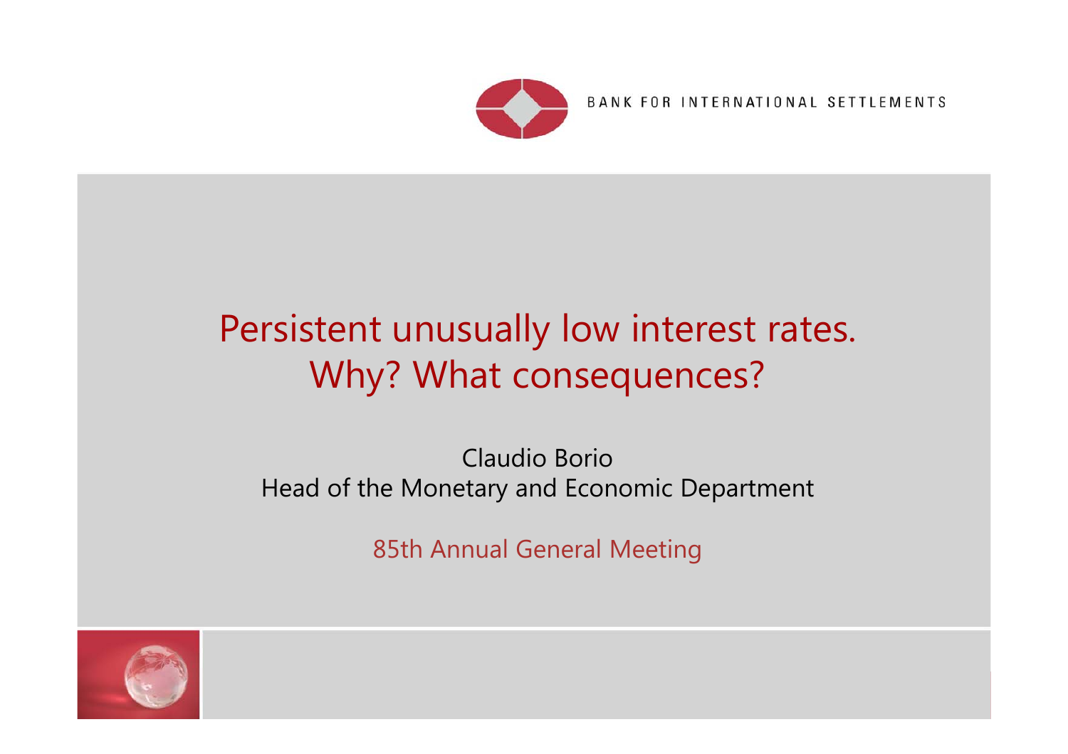BANK FOR INTERNATIONAL SETTLEMENTS

# Persistent unusually low interest rates. Why? What consequences?

Claudio Borio
Head of the Monetary and Economic Department

85th Annual General Meeting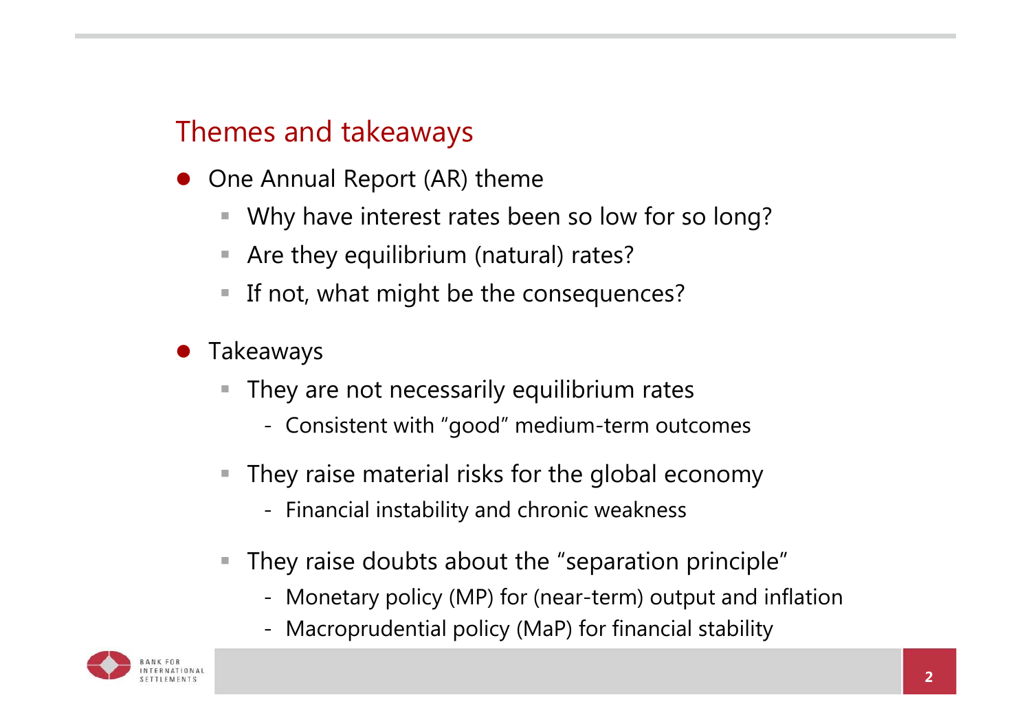## Themes and takeaways

- One Annual Report (AR) theme
  - Why have interest rates been so low for so long?
  - Are they equilibrium (natural) rates?
  - If not, what might be the consequences?

- Takeaways
  - They are not necessarily equilibrium rates
    - Consistent with "good" medium-term outcomes
  - They raise material risks for the global economy
    - Financial instability and chronic weakness
  - They raise doubts about the "separation principle"
    - Monetary policy (MP) for (near-term) output and inflation
    - Macroprudential policy (MaP) for financial stability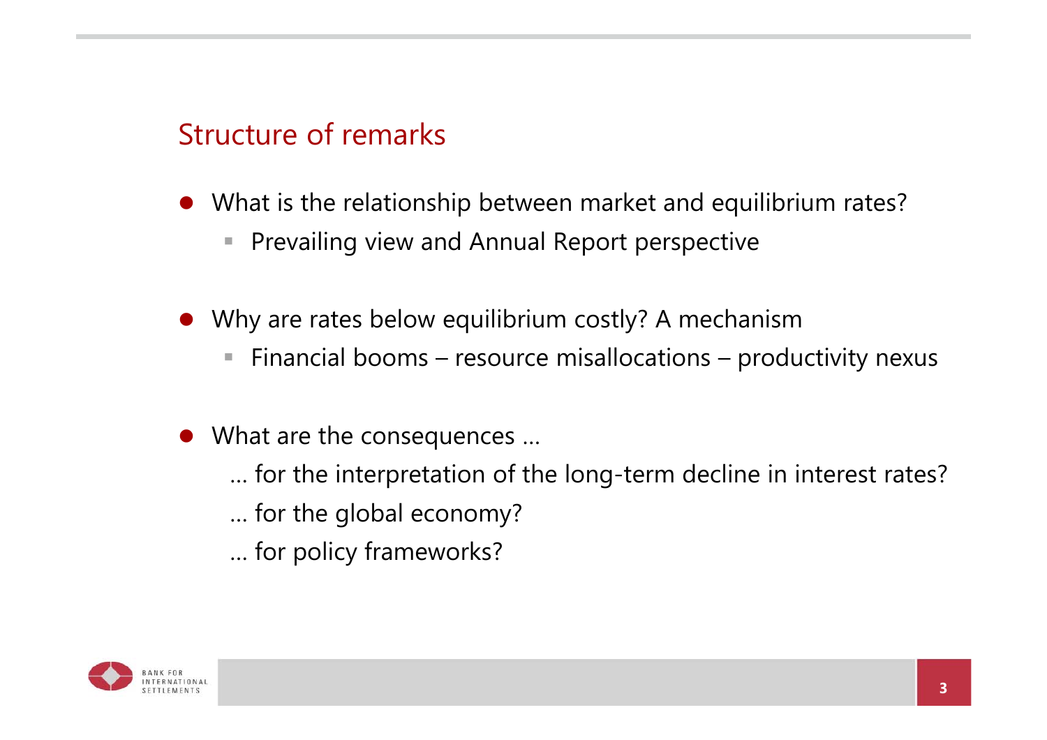## Structure of remarks

- What is the relationship between market and equilibrium rates?
  - Prevailing view and Annual Report perspective

- Why are rates below equilibrium costly? A mechanism
  - Financial booms – resource misallocations – productivity nexus

- What are the consequences …

  … for the interpretation of the long-term decline in interest rates?

  … for the global economy?

  … for policy frameworks?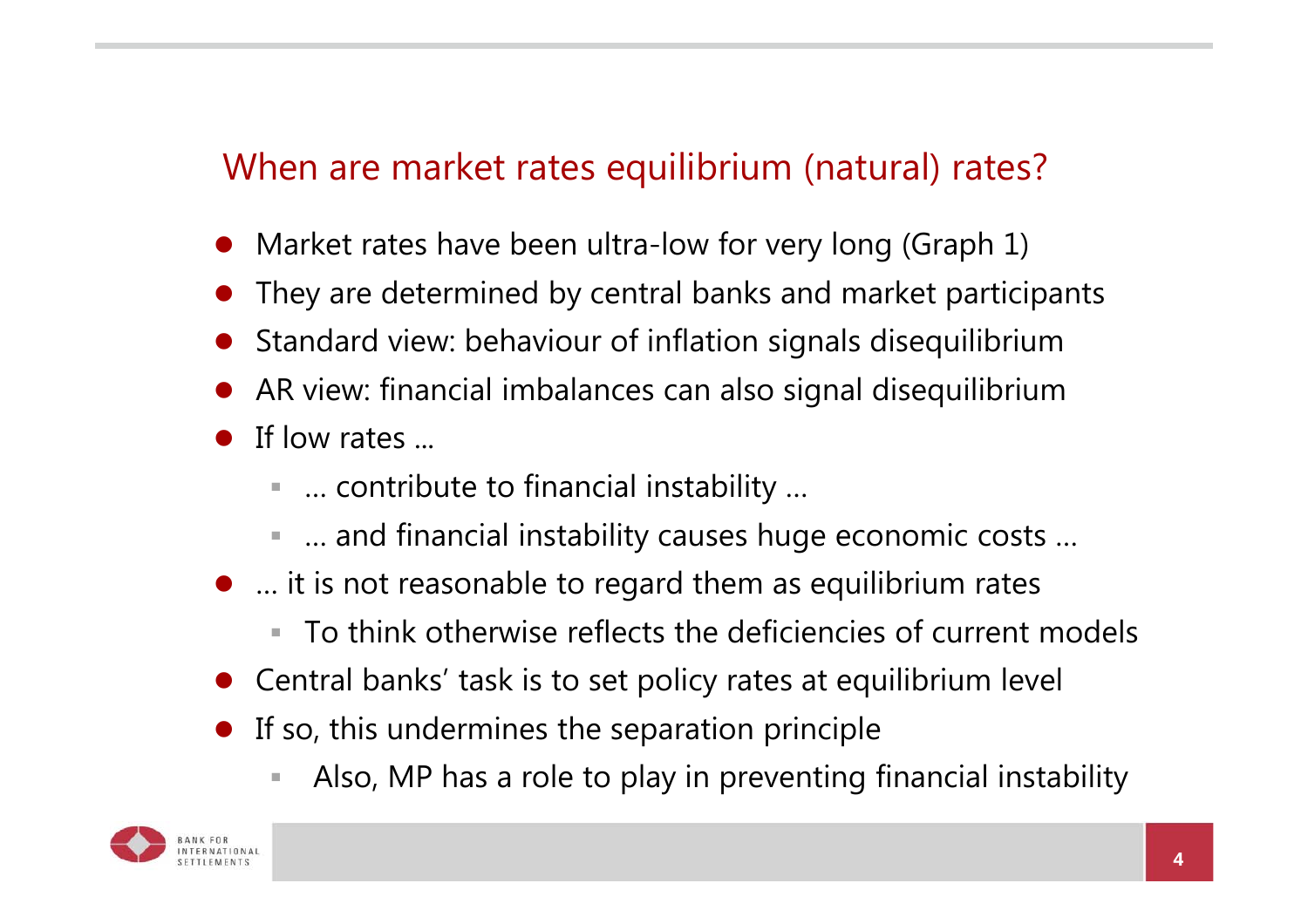## When are market rates equilibrium (natural) rates?

- Market rates have been ultra-low for very long (Graph 1)
- They are determined by central banks and market participants
- Standard view: behaviour of inflation signals disequilibrium
- AR view: financial imbalances can also signal disequilibrium
- If low rates …
  - … contribute to financial instability …
  - … and financial instability causes huge economic costs …
- … it is not reasonable to regard them as equilibrium rates
  - To think otherwise reflects the deficiencies of current models
- Central banks' task is to set policy rates at equilibrium level
- If so, this undermines the separation principle
  - Also, MP has a role to play in preventing financial instability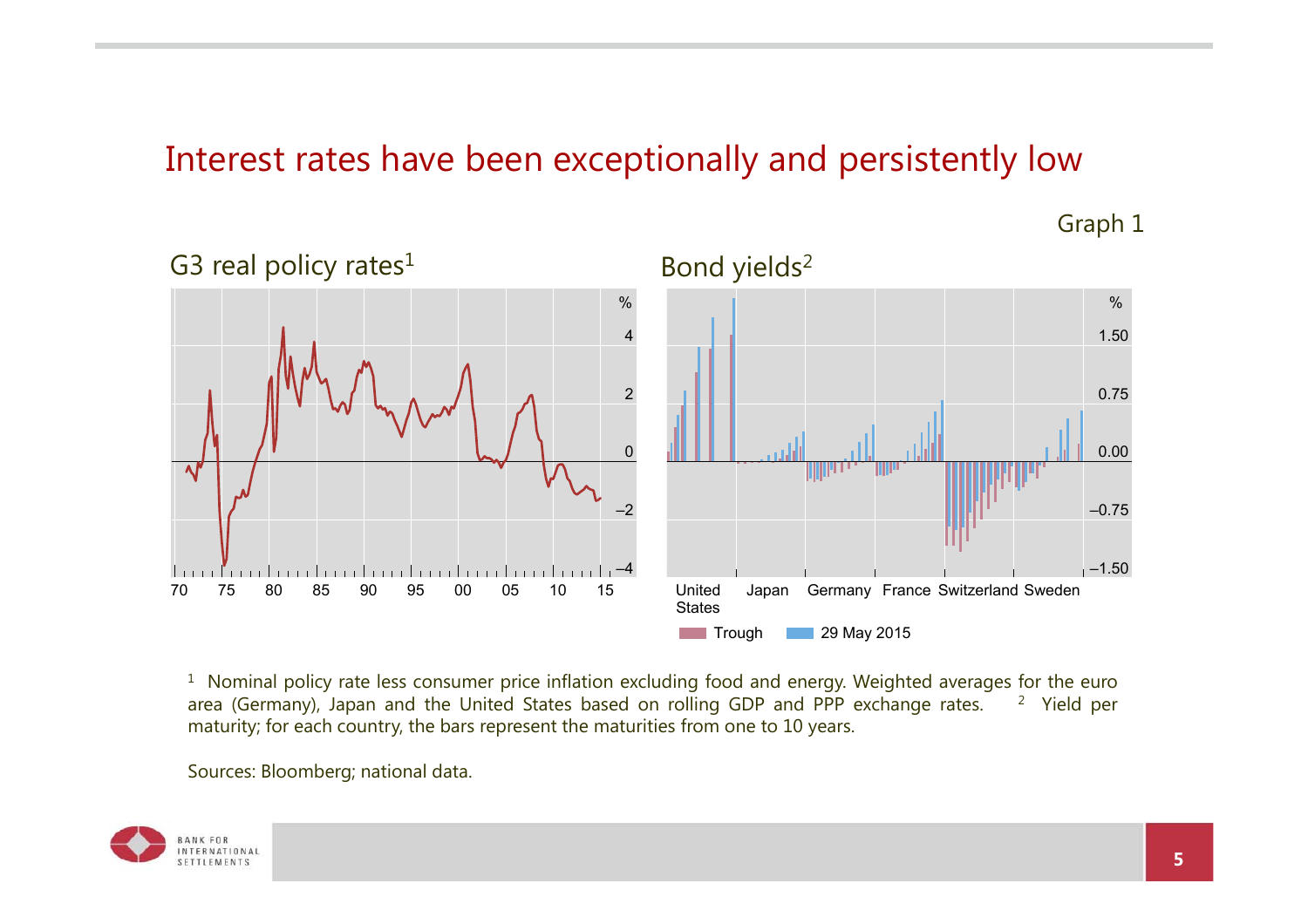# Interest rates have been exceptionally and persistently low

Graph 1

## G3 real policy rates[1]

## Bond yields[2]

Trough | 29 May 2015

[1] Nominal policy rate less consumer price inflation excluding food and energy. Weighted averages for the euro area (Germany), Japan and the United States based on rolling GDP and PPP exchange rates. [2] Yield per maturity; for each country, the bars represent the maturities from one to 10 years.

Sources: Bloomberg; national data.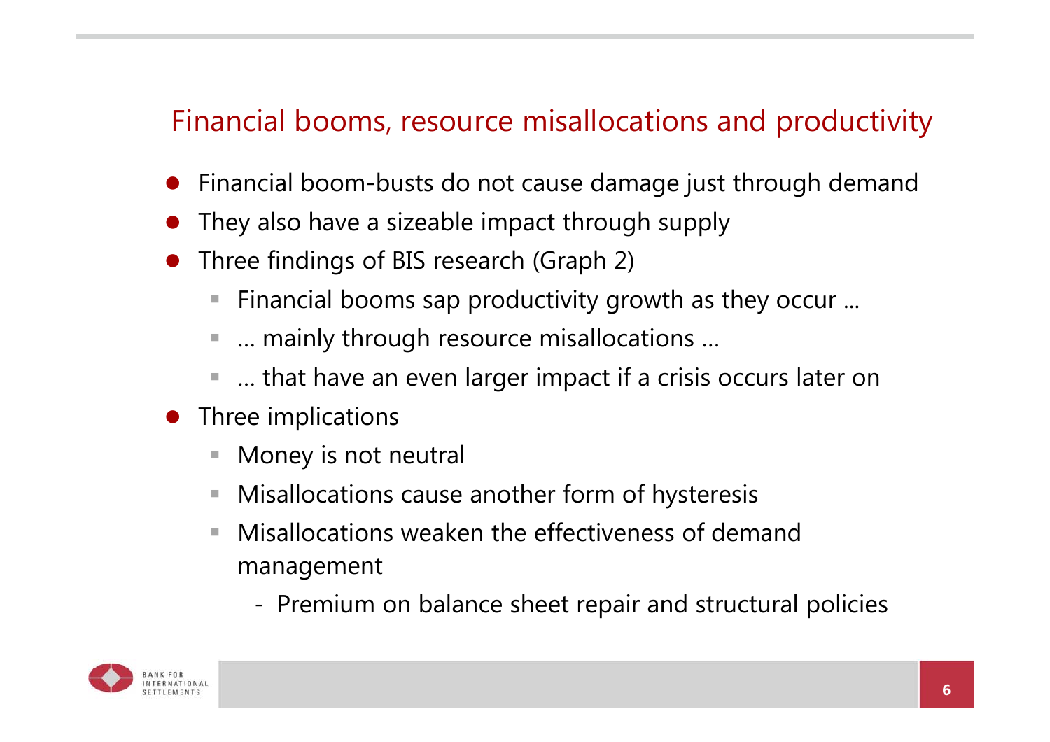## Financial booms, resource misallocations and productivity

- Financial boom-busts do not cause damage just through demand
- They also have a sizeable impact through supply
- Three findings of BIS research (Graph 2)
  - Financial booms sap productivity growth as they occur …
  - … mainly through resource misallocations …
  - … that have an even larger impact if a crisis occurs later on
- Three implications
  - Money is not neutral
  - Misallocations cause another form of hysteresis
  - Misallocations weaken the effectiveness of demand management
    - Premium on balance sheet repair and structural policies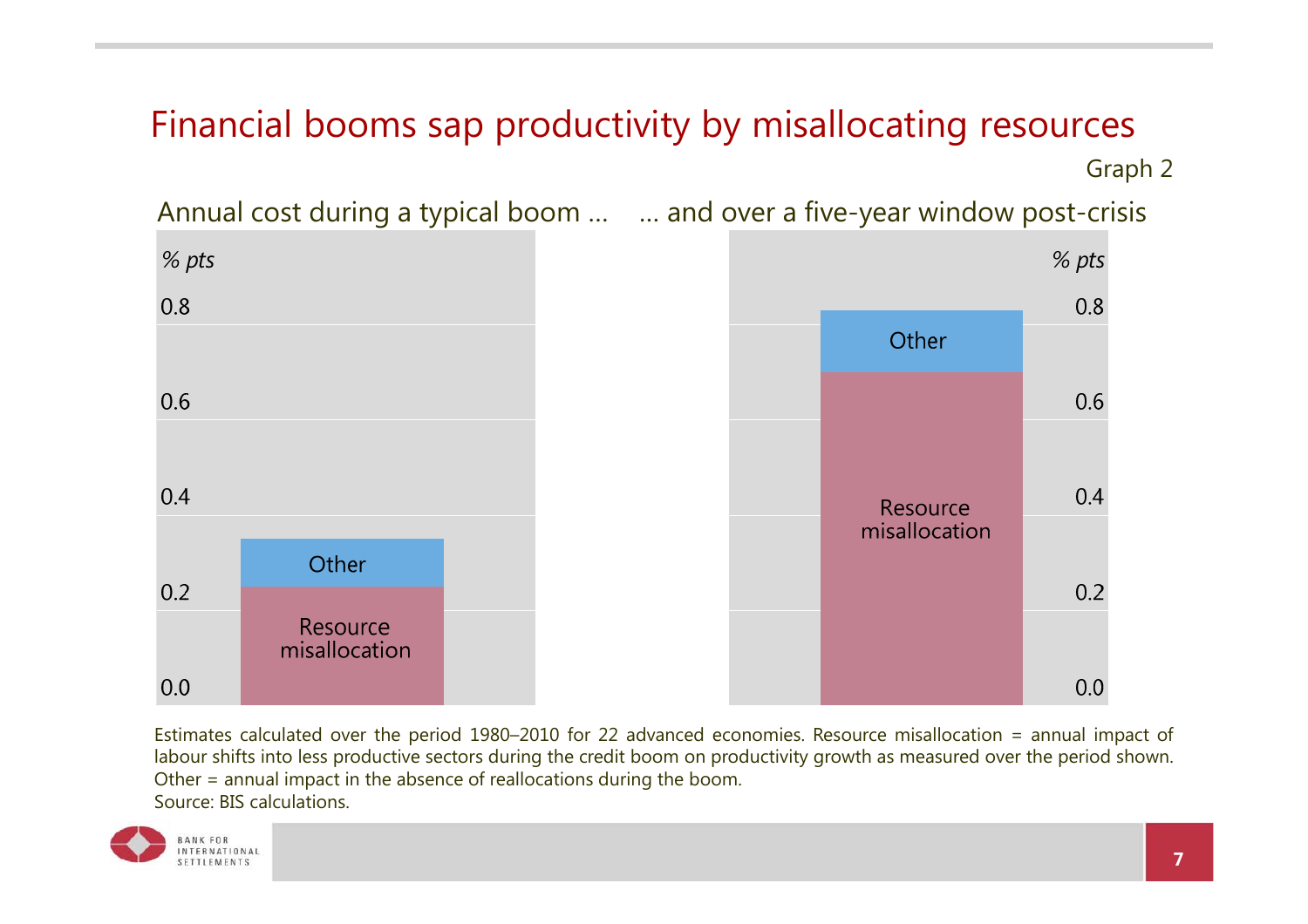# Financial booms sap productivity by misallocating resources

Graph 2

Annual cost during a typical boom … … and over a five-year window post-crisis

| | Resource misallocation (% pts) | Other (% pts) |
|---|---|---|
| Annual cost during a typical boom | ~0.25 | ~0.10 |
| Over a five-year window post-crisis | ~0.70 | ~0.13 |

Estimates calculated over the period 1980–2010 for 22 advanced economies. Resource misallocation = annual impact of labour shifts into less productive sectors during the credit boom on productivity growth as measured over the period shown. Other = annual impact in the absence of reallocations during the boom.

Source: BIS calculations.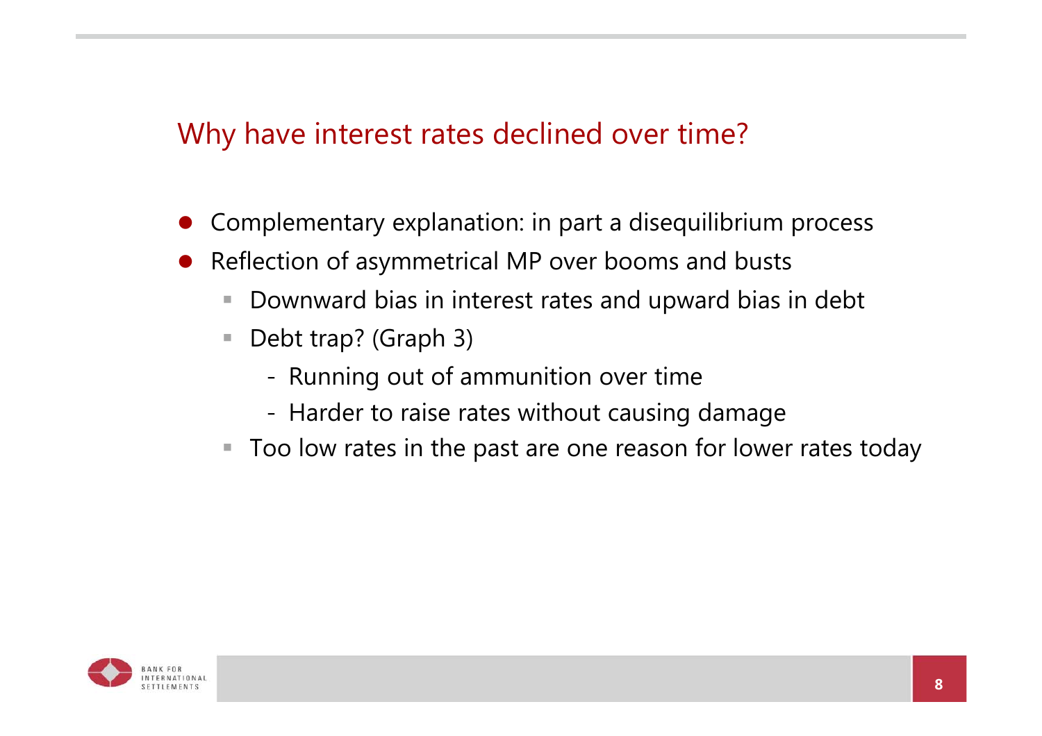## Why have interest rates declined over time?

- Complementary explanation: in part a disequilibrium process
- Reflection of asymmetrical MP over booms and busts
  - Downward bias in interest rates and upward bias in debt
  - Debt trap? (Graph 3)
    - Running out of ammunition over time
    - Harder to raise rates without causing damage
  - Too low rates in the past are one reason for lower rates today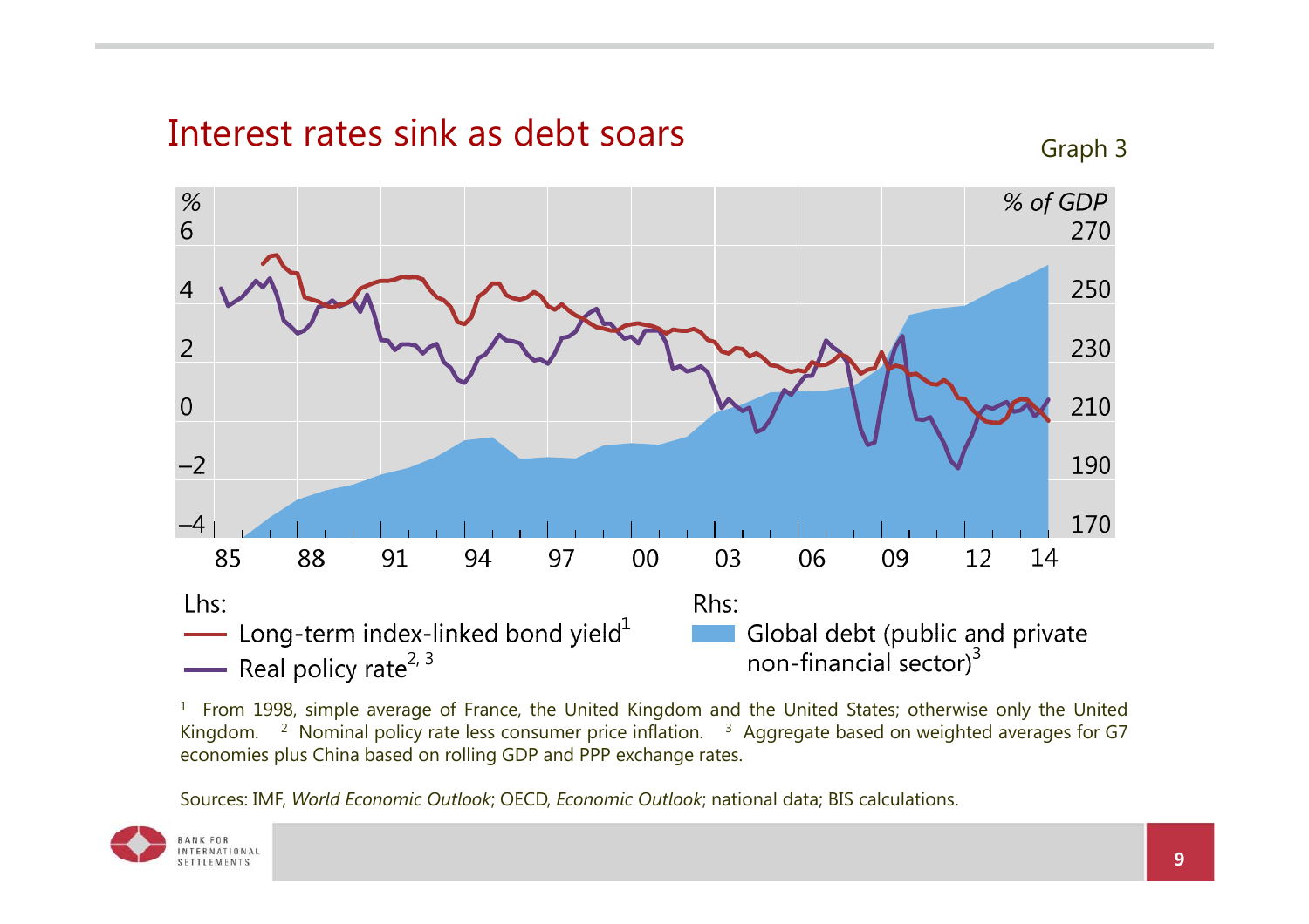## Interest rates sink as debt soars

Graph 3

Lhs:
- Long-term index-linked bond yield[1]
- Real policy rate[2, 3]

Rhs:
- Global debt (public and private non-financial sector)[3]

[1] From 1998, simple average of France, the United Kingdom and the United States; otherwise only the United Kingdom. [2] Nominal policy rate less consumer price inflation. [3] Aggregate based on weighted averages for G7 economies plus China based on rolling GDP and PPP exchange rates.

Sources: IMF, *World Economic Outlook*; OECD, *Economic Outlook*; national data; BIS calculations.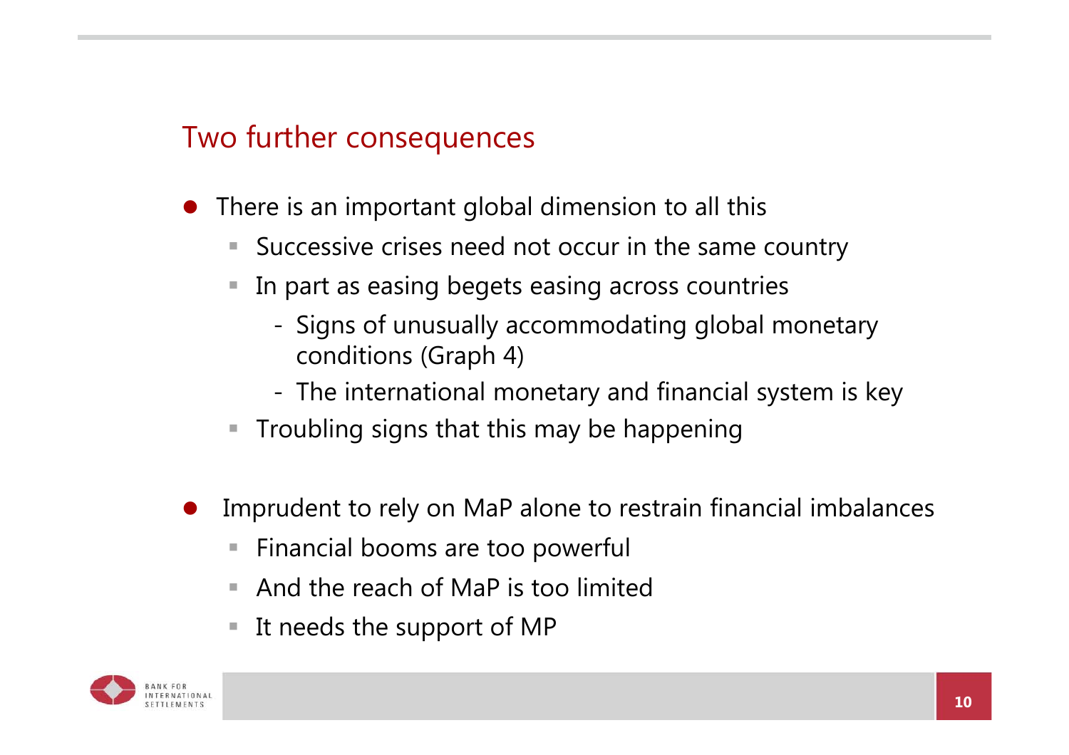## Two further consequences

- There is an important global dimension to all this
  - Successive crises need not occur in the same country
  - In part as easing begets easing across countries
    - Signs of unusually accommodating global monetary conditions (Graph 4)
    - The international monetary and financial system is key
  - Troubling signs that this may be happening

- Imprudent to rely on MaP alone to restrain financial imbalances
  - Financial booms are too powerful
  - And the reach of MaP is too limited
  - It needs the support of MP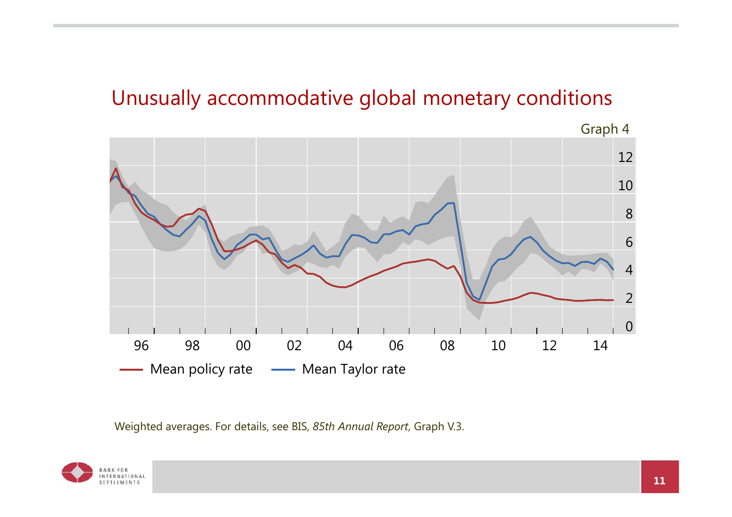# Unusually accommodative global monetary conditions

Graph 4

12
10
8
6
4
2
0

96 98 00 02 04 06 08 10 12 14

Mean policy rate — Mean Taylor rate

Weighted averages. For details, see BIS, *85th Annual Report*, Graph V.3.